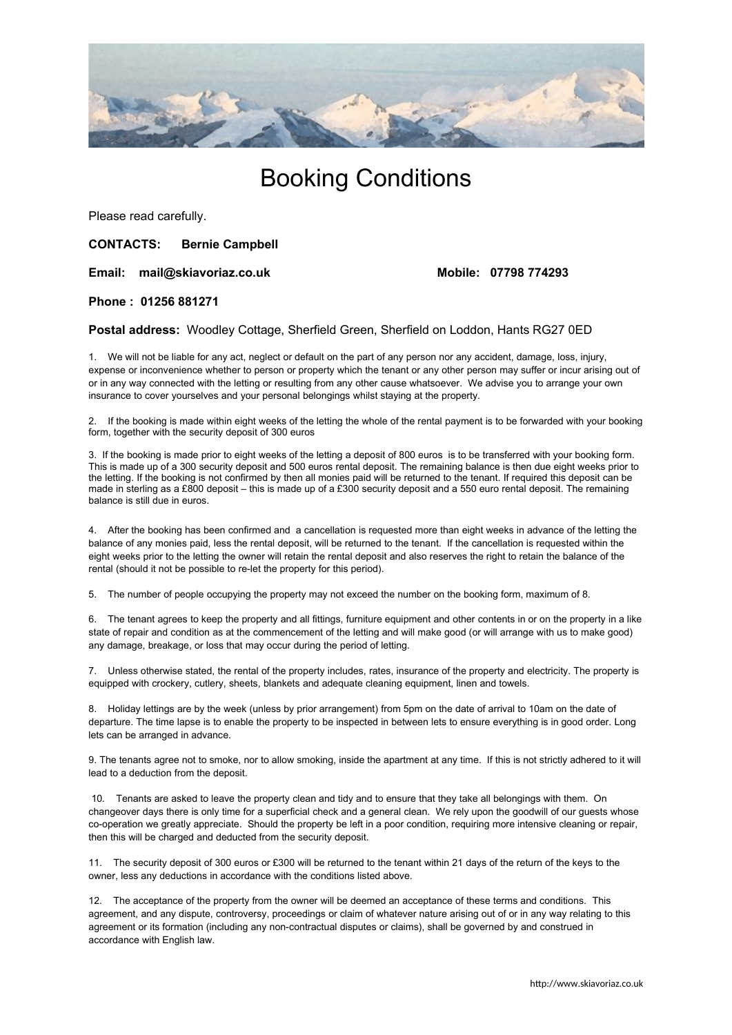# Booking Conditions

Please read carefully.

**CONTACTS: Bernie Campbell**

**Email: mail@skiavoriaz.co.uk** **Mobile: 07798 774293**

**Phone : 01256 881271**

**Postal address:** Woodley Cottage, Sherfield Green, Sherfield on Loddon, Hants RG27 0ED

1. We will not be liable for any act, neglect or default on the part of any person nor any accident, damage, loss, injury, expense or inconvenience whether to person or property which the tenant or any other person may suffer or incur arising out of or in any way connected with the letting or resulting from any other cause whatsoever. We advise you to arrange your own insurance to cover yourselves and your personal belongings whilst staying at the property.

2. If the booking is made within eight weeks of the letting the whole of the rental payment is to be forwarded with your booking form, together with the security deposit of 300 euros

3. If the booking is made prior to eight weeks of the letting a deposit of 800 euros is to be transferred with your booking form. This is made up of a 300 security deposit and 500 euros rental deposit. The remaining balance is then due eight weeks prior to the letting. If the booking is not confirmed by then all monies paid will be returned to the tenant. If required this deposit can be made in sterling as a £800 deposit – this is made up of a £300 security deposit and a 550 euro rental deposit. The remaining balance is still due in euros.

4. After the booking has been confirmed and a cancellation is requested more than eight weeks in advance of the letting the balance of any monies paid, less the rental deposit, will be returned to the tenant. If the cancellation is requested within the eight weeks prior to the letting the owner will retain the rental deposit and also reserves the right to retain the balance of the rental (should it not be possible to re-let the property for this period).

5. The number of people occupying the property may not exceed the number on the booking form, maximum of 8.

6. The tenant agrees to keep the property and all fittings, furniture equipment and other contents in or on the property in a like state of repair and condition as at the commencement of the letting and will make good (or will arrange with us to make good) any damage, breakage, or loss that may occur during the period of letting.

7. Unless otherwise stated, the rental of the property includes, rates, insurance of the property and electricity. The property is equipped with crockery, cutlery, sheets, blankets and adequate cleaning equipment, linen and towels.

8. Holiday lettings are by the week (unless by prior arrangement) from 5pm on the date of arrival to 10am on the date of departure. The time lapse is to enable the property to be inspected in between lets to ensure everything is in good order. Long lets can be arranged in advance.

9. The tenants agree not to smoke, nor to allow smoking, inside the apartment at any time. If this is not strictly adhered to it will lead to a deduction from the deposit.

10. Tenants are asked to leave the property clean and tidy and to ensure that they take all belongings with them. On changeover days there is only time for a superficial check and a general clean. We rely upon the goodwill of our guests whose co-operation we greatly appreciate. Should the property be left in a poor condition, requiring more intensive cleaning or repair, then this will be charged and deducted from the security deposit.

11. The security deposit of 300 euros or £300 will be returned to the tenant within 21 days of the return of the keys to the owner, less any deductions in accordance with the conditions listed above.

12. The acceptance of the property from the owner will be deemed an acceptance of these terms and conditions. This agreement, and any dispute, controversy, proceedings or claim of whatever nature arising out of or in any way relating to this agreement or its formation (including any non-contractual disputes or claims), shall be governed by and construed in accordance with English law.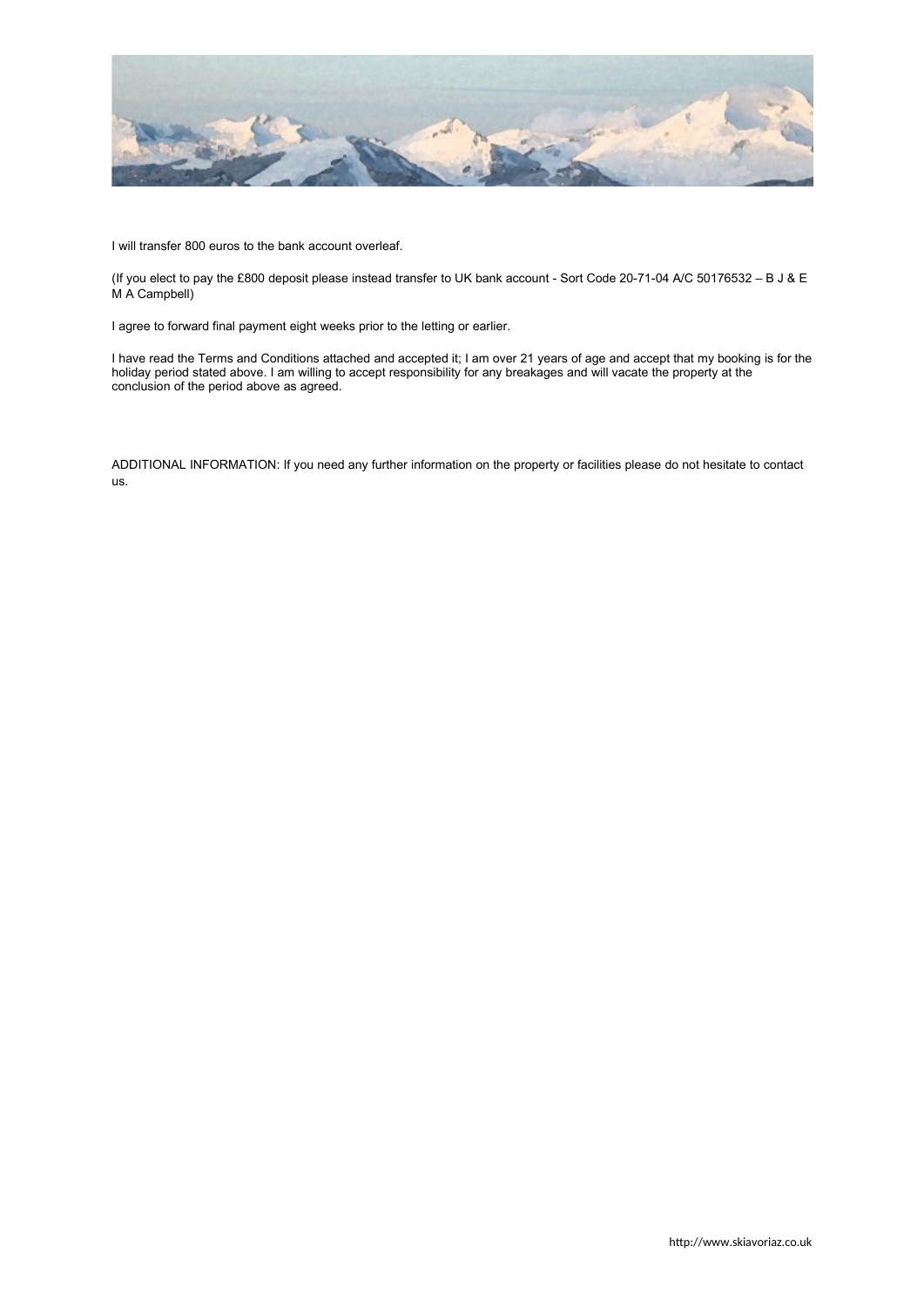I will transfer 800 euros to the bank account overleaf.

(If you elect to pay the £800 deposit please instead transfer to UK bank account - Sort Code 20-71-04 A/C 50176532 – B J & E M A Campbell)

I agree to forward final payment eight weeks prior to the letting or earlier.

I have read the Terms and Conditions attached and accepted it; I am over 21 years of age and accept that my booking is for the holiday period stated above. I am willing to accept responsibility for any breakages and will vacate the property at the conclusion of the period above as agreed.

ADDITIONAL INFORMATION: If you need any further information on the property or facilities please do not hesitate to contact us.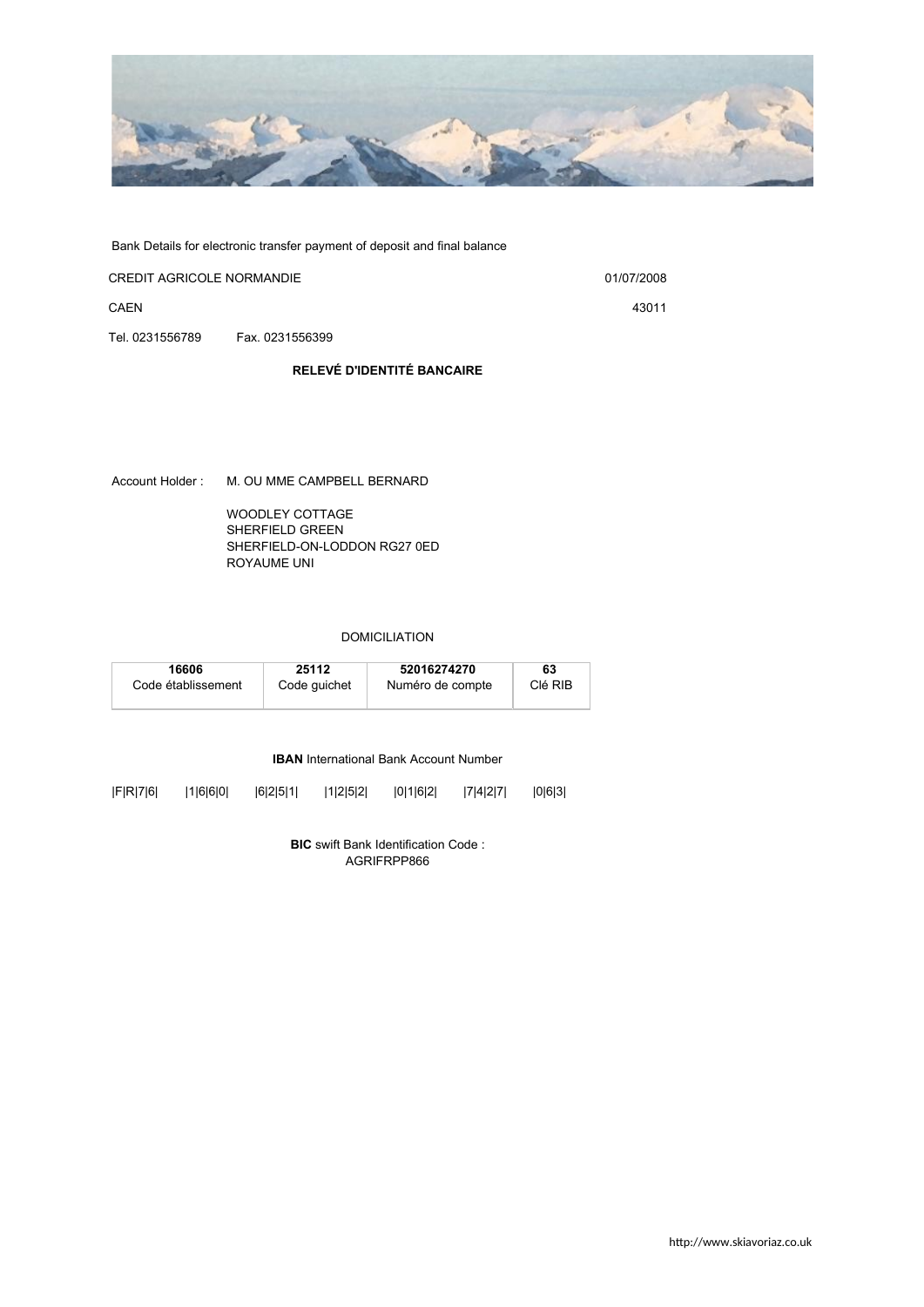Bank Details for electronic transfer payment of deposit and final balance

CREDIT AGRICOLE NORMANDIE 01/07/2008

CAEN 43011

Tel. 0231556789 Fax. 0231556399

**RELEVÉ D'IDENTITÉ BANCAIRE**

Account Holder : M. OU MME CAMPBELL BERNARD

WOODLEY COTTAGE
SHERFIELD GREEN
SHERFIELD-ON-LODDON RG27 0ED
ROYAUME UNI

DOMICILIATION

| 16606 | 25112 | 52016274270 | 63 |
|---|---|---|---|
| Code établissement | Code guichet | Numéro de compte | Clé RIB |

**IBAN** International Bank Account Number

|F|R|7|6| |1|6|6|0| |6|2|5|1| |1|2|5|2| |0|1|6|2| |7|4|2|7| |0|6|3|

**BIC** swift Bank Identification Code :
AGRIFRPP866

http://www.skiavoriaz.co.uk